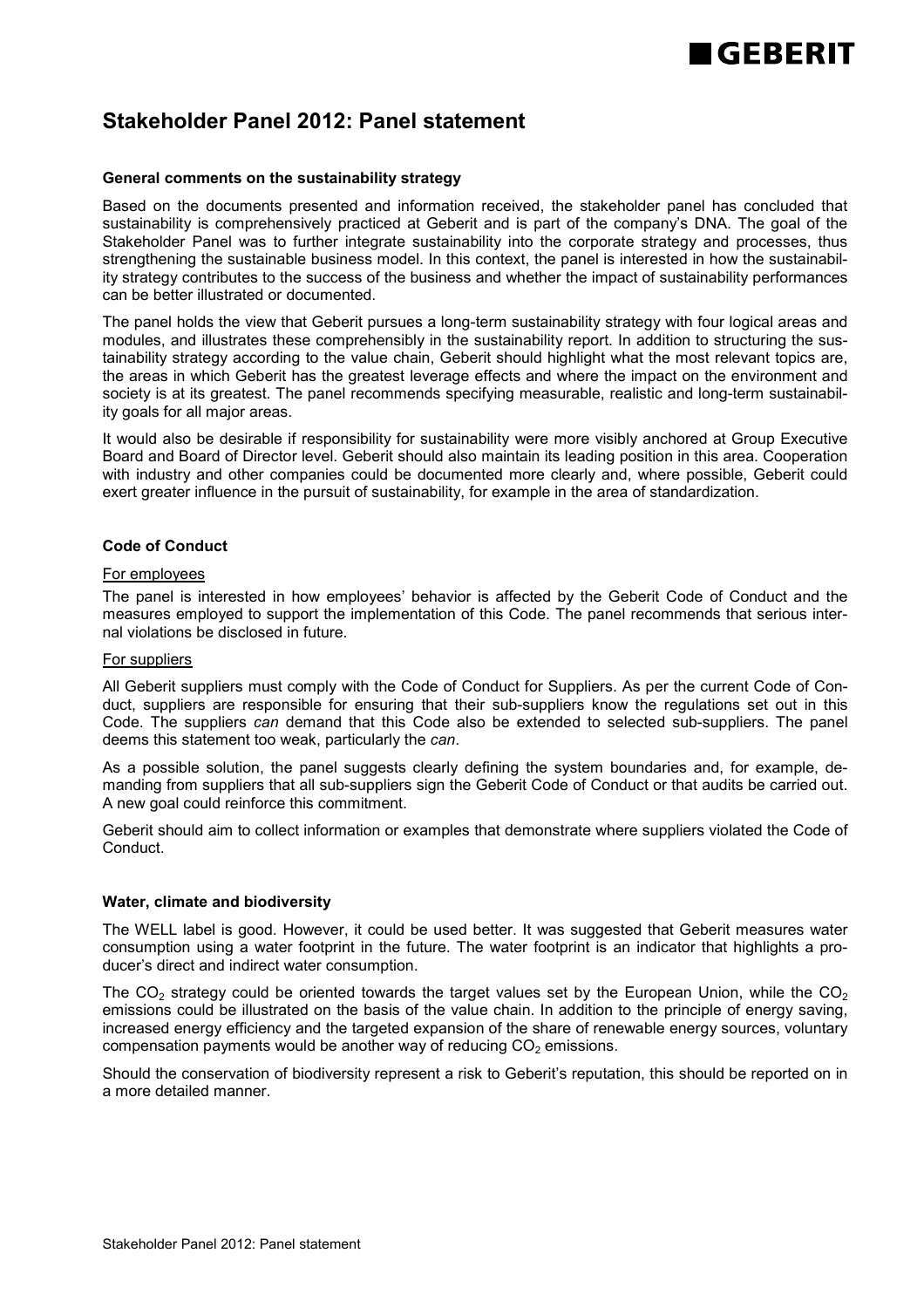# Stakeholder Panel 2012: Panel statement

### General comments on the sustainability strategy

Based on the documents presented and information received, the stakeholder panel has concluded that sustainability is comprehensively practiced at Geberit and is part of the company's DNA. The goal of the Stakeholder Panel was to further integrate sustainability into the corporate strategy and processes, thus strengthening the sustainable business model. In this context, the panel is interested in how the sustainability strategy contributes to the success of the business and whether the impact of sustainability performances can be better illustrated or documented.

The panel holds the view that Geberit pursues a long-term sustainability strategy with four logical areas and modules, and illustrates these comprehensibly in the sustainability report. In addition to structuring the sustainability strategy according to the value chain, Geberit should highlight what the most relevant topics are, the areas in which Geberit has the greatest leverage effects and where the impact on the environment and society is at its greatest. The panel recommends specifying measurable, realistic and long-term sustainability goals for all major areas.

It would also be desirable if responsibility for sustainability were more visibly anchored at Group Executive Board and Board of Director level. Geberit should also maintain its leading position in this area. Cooperation with industry and other companies could be documented more clearly and, where possible, Geberit could exert greater influence in the pursuit of sustainability, for example in the area of standardization.

### Code of Conduct

For employees

The panel is interested in how employees' behavior is affected by the Geberit Code of Conduct and the measures employed to support the implementation of this Code. The panel recommends that serious internal violations be disclosed in future.

For suppliers

All Geberit suppliers must comply with the Code of Conduct for Suppliers. As per the current Code of Conduct, suppliers are responsible for ensuring that their sub-suppliers know the regulations set out in this Code. The suppliers *can* demand that this Code also be extended to selected sub-suppliers. The panel deems this statement too weak, particularly the *can*.

As a possible solution, the panel suggests clearly defining the system boundaries and, for example, demanding from suppliers that all sub-suppliers sign the Geberit Code of Conduct or that audits be carried out. A new goal could reinforce this commitment.

Geberit should aim to collect information or examples that demonstrate where suppliers violated the Code of Conduct.

### Water, climate and biodiversity

The WELL label is good. However, it could be used better. It was suggested that Geberit measures water consumption using a water footprint in the future. The water footprint is an indicator that highlights a producer's direct and indirect water consumption.

The $CO_2$ strategy could be oriented towards the target values set by the European Union, while the $CO_2$ emissions could be illustrated on the basis of the value chain. In addition to the principle of energy saving, increased energy efficiency and the targeted expansion of the share of renewable energy sources, voluntary compensation payments would be another way of reducing $CO_2$ emissions.

Should the conservation of biodiversity represent a risk to Geberit's reputation, this should be reported on in a more detailed manner.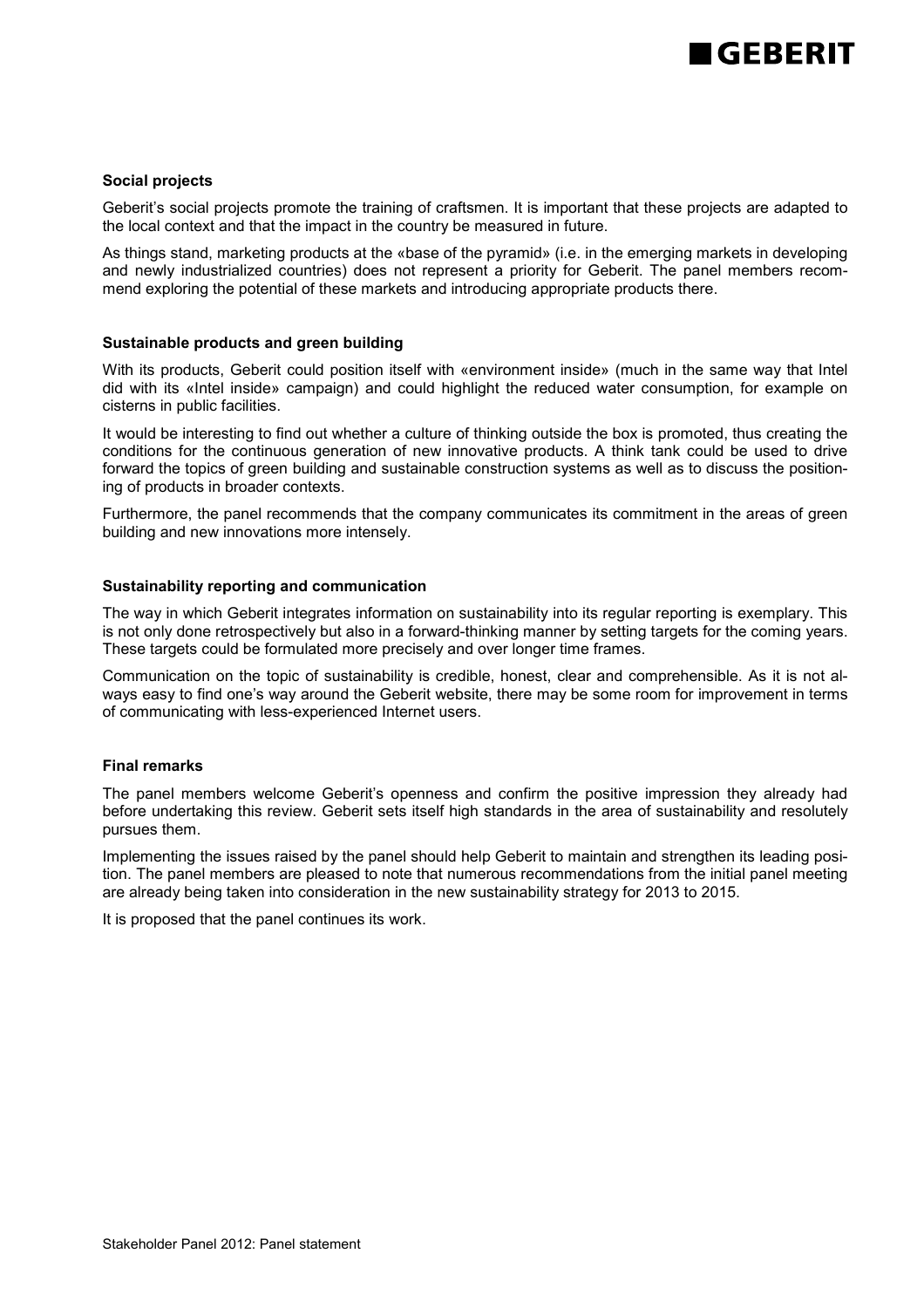## Social projects

Geberit's social projects promote the training of craftsmen. It is important that these projects are adapted to the local context and that the impact in the country be measured in future.

As things stand, marketing products at the «base of the pyramid» (i.e. in the emerging markets in developing and newly industrialized countries) does not represent a priority for Geberit. The panel members recommend exploring the potential of these markets and introducing appropriate products there.

## Sustainable products and green building

With its products, Geberit could position itself with «environment inside» (much in the same way that Intel did with its «Intel inside» campaign) and could highlight the reduced water consumption, for example on cisterns in public facilities.

It would be interesting to find out whether a culture of thinking outside the box is promoted, thus creating the conditions for the continuous generation of new innovative products. A think tank could be used to drive forward the topics of green building and sustainable construction systems as well as to discuss the positioning of products in broader contexts.

Furthermore, the panel recommends that the company communicates its commitment in the areas of green building and new innovations more intensely.

## Sustainability reporting and communication

The way in which Geberit integrates information on sustainability into its regular reporting is exemplary. This is not only done retrospectively but also in a forward-thinking manner by setting targets for the coming years. These targets could be formulated more precisely and over longer time frames.

Communication on the topic of sustainability is credible, honest, clear and comprehensible. As it is not always easy to find one's way around the Geberit website, there may be some room for improvement in terms of communicating with less-experienced Internet users.

## Final remarks

The panel members welcome Geberit's openness and confirm the positive impression they already had before undertaking this review. Geberit sets itself high standards in the area of sustainability and resolutely pursues them.

Implementing the issues raised by the panel should help Geberit to maintain and strengthen its leading position. The panel members are pleased to note that numerous recommendations from the initial panel meeting are already being taken into consideration in the new sustainability strategy for 2013 to 2015.

It is proposed that the panel continues its work.